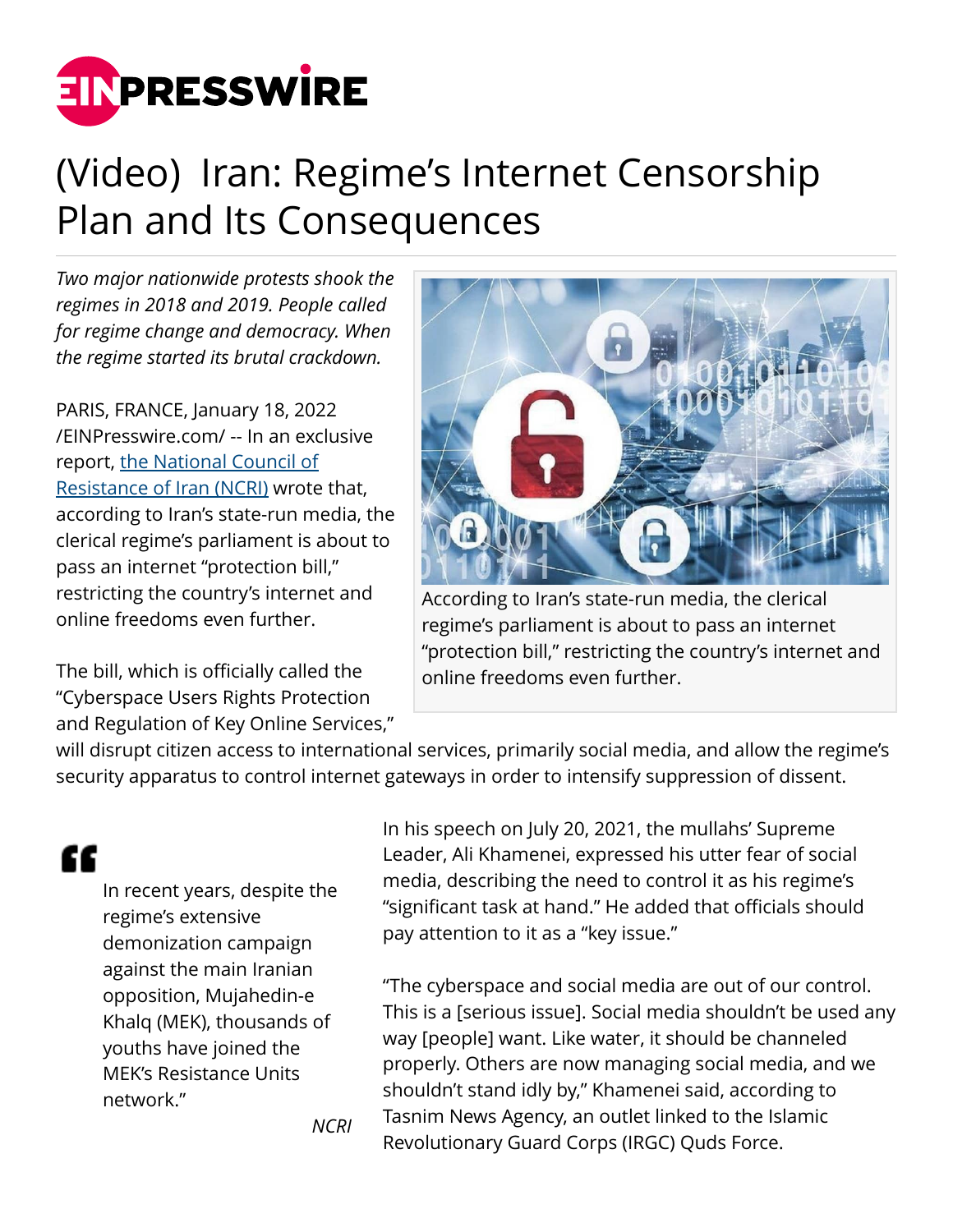# (Video) Iran: Regime's Internet Censorship Plan and Its Consequences

*Two major nationwide protests shook the regimes in 2018 and 2019. People called for regime change and democracy. When the regime started its brutal crackdown.*

According to Iran's state-run media, the clerical regime's parliament is about to pass an internet "protection bill," restricting the country's internet and online freedoms even further.

PARIS, FRANCE, January 18, 2022 /EINPresswire.com/ -- In an exclusive report, the National Council of Resistance of Iran (NCRI) wrote that, according to Iran's state-run media, the clerical regime's parliament is about to pass an internet "protection bill," restricting the country's internet and online freedoms even further.

The bill, which is officially called the "Cyberspace Users Rights Protection and Regulation of Key Online Services," will disrupt citizen access to international services, primarily social media, and allow the regime's security apparatus to control internet gateways in order to intensify suppression of dissent.

> In recent years, despite the regime's extensive demonization campaign against the main Iranian opposition, Mujahedin-e Khalq (MEK), thousands of youths have joined the MEK's Resistance Units network."
>
> *NCRI*

In his speech on July 20, 2021, the mullahs' Supreme Leader, Ali Khamenei, expressed his utter fear of social media, describing the need to control it as his regime's "significant task at hand." He added that officials should pay attention to it as a "key issue."

"The cyberspace and social media are out of our control. This is a [serious issue]. Social media shouldn't be used any way [people] want. Like water, it should be channeled properly. Others are now managing social media, and we shouldn't stand idly by," Khamenei said, according to Tasnim News Agency, an outlet linked to the Islamic Revolutionary Guard Corps (IRGC) Quds Force.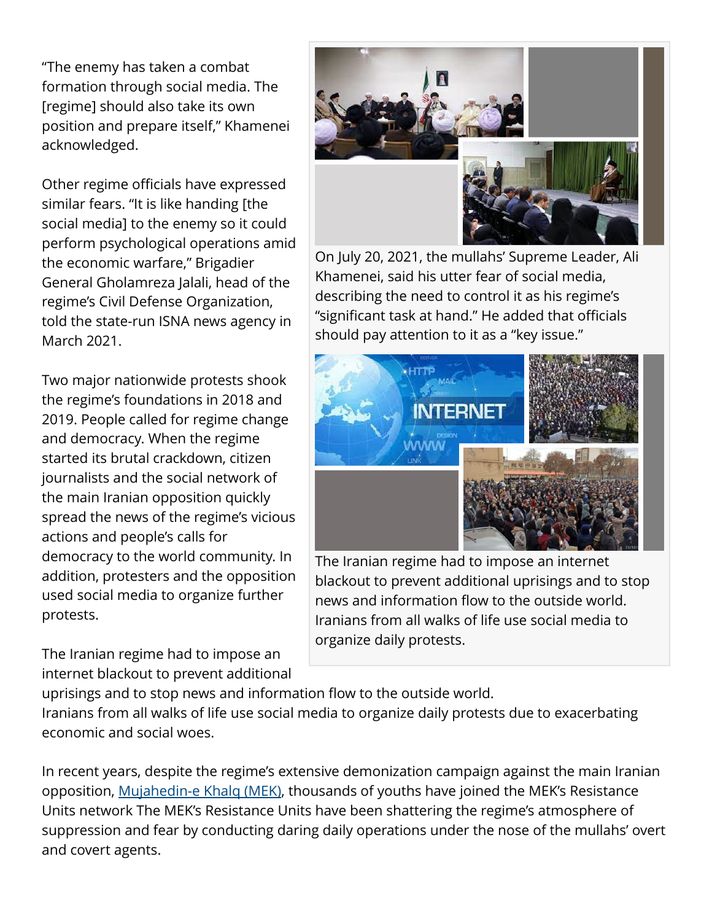"The enemy has taken a combat formation through social media. The [regime] should also take its own position and prepare itself," Khamenei acknowledged.

Other regime officials have expressed similar fears. "It is like handing [the social media] to the enemy so it could perform psychological operations amid the economic warfare," Brigadier General Gholamreza Jalali, head of the regime's Civil Defense Organization, told the state-run ISNA news agency in March 2021.

On July 20, 2021, the mullahs' Supreme Leader, Ali Khamenei, said his utter fear of social media, describing the need to control it as his regime's "significant task at hand." He added that officials should pay attention to it as a "key issue."

Two major nationwide protests shook the regime's foundations in 2018 and 2019. People called for regime change and democracy. When the regime started its brutal crackdown, citizen journalists and the social network of the main Iranian opposition quickly spread the news of the regime's vicious actions and people's calls for democracy to the world community. In addition, protesters and the opposition used social media to organize further protests.

The Iranian regime had to impose an internet blackout to prevent additional uprisings and to stop news and information flow to the outside world. Iranians from all walks of life use social media to organize daily protests.

The Iranian regime had to impose an internet blackout to prevent additional uprisings and to stop news and information flow to the outside world.
Iranians from all walks of life use social media to organize daily protests due to exacerbating economic and social woes.

In recent years, despite the regime's extensive demonization campaign against the main Iranian opposition, [Mujahedin-e Khalq (MEK)](), thousands of youths have joined the MEK's Resistance Units network The MEK's Resistance Units have been shattering the regime's atmosphere of suppression and fear by conducting daring daily operations under the nose of the mullahs' overt and covert agents.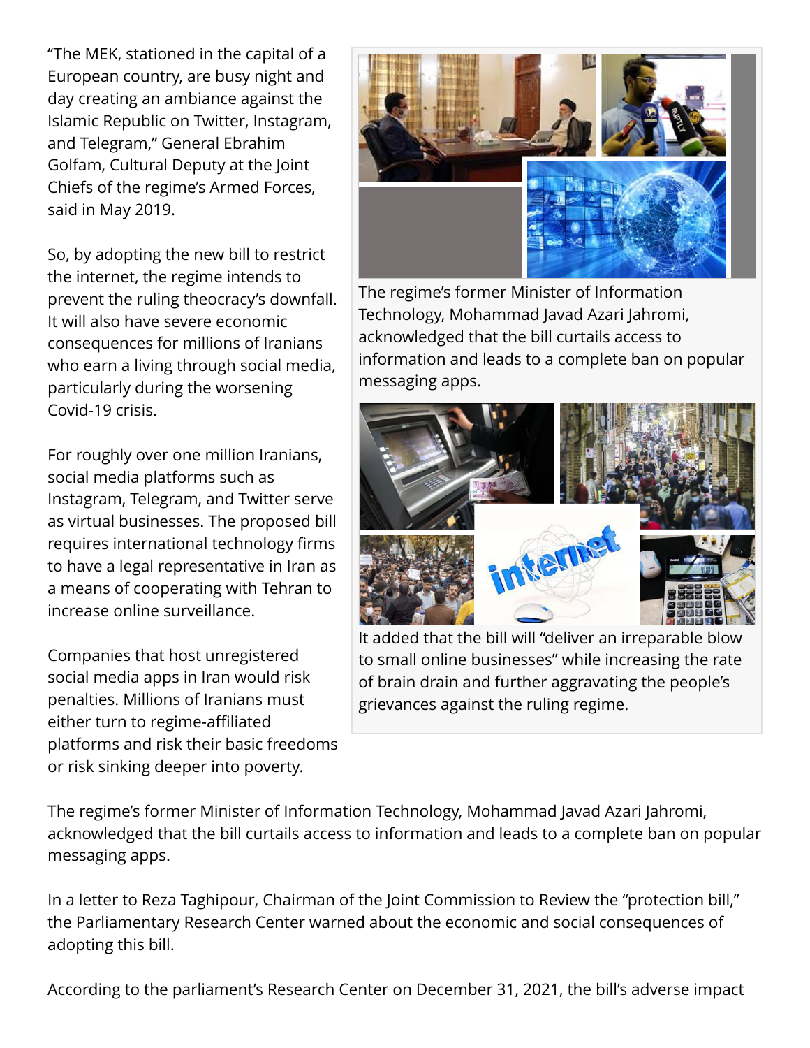"The MEK, stationed in the capital of a European country, are busy night and day creating an ambiance against the Islamic Republic on Twitter, Instagram, and Telegram," General Ebrahim Golfam, Cultural Deputy at the Joint Chiefs of the regime's Armed Forces, said in May 2019.

So, by adopting the new bill to restrict the internet, the regime intends to prevent the ruling theocracy's downfall. It will also have severe economic consequences for millions of Iranians who earn a living through social media, particularly during the worsening Covid-19 crisis.

For roughly over one million Iranians, social media platforms such as Instagram, Telegram, and Twitter serve as virtual businesses. The proposed bill requires international technology firms to have a legal representative in Iran as a means of cooperating with Tehran to increase online surveillance.

Companies that host unregistered social media apps in Iran would risk penalties. Millions of Iranians must either turn to regime-affiliated platforms and risk their basic freedoms or risk sinking deeper into poverty.

The regime's former Minister of Information Technology, Mohammad Javad Azari Jahromi, acknowledged that the bill curtails access to information and leads to a complete ban on popular messaging apps.

It added that the bill will "deliver an irreparable blow to small online businesses" while increasing the rate of brain drain and further aggravating the people's grievances against the ruling regime.

The regime's former Minister of Information Technology, Mohammad Javad Azari Jahromi, acknowledged that the bill curtails access to information and leads to a complete ban on popular messaging apps.

In a letter to Reza Taghipour, Chairman of the Joint Commission to Review the "protection bill," the Parliamentary Research Center warned about the economic and social consequences of adopting this bill.

According to the parliament's Research Center on December 31, 2021, the bill's adverse impact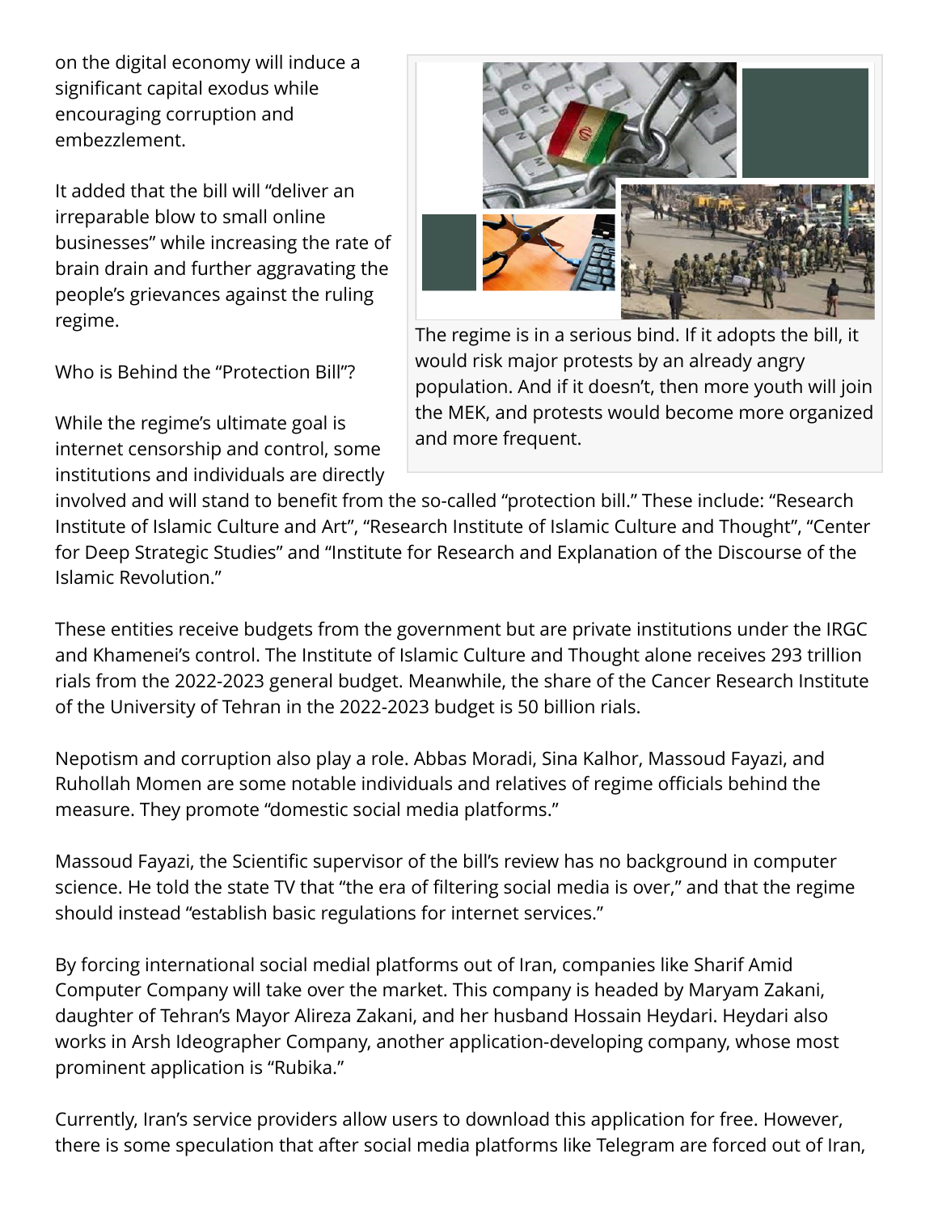on the digital economy will induce a significant capital exodus while encouraging corruption and embezzlement.

It added that the bill will "deliver an irreparable blow to small online businesses" while increasing the rate of brain drain and further aggravating the people's grievances against the ruling regime.

The regime is in a serious bind. If it adopts the bill, it would risk major protests by an already angry population. And if it doesn't, then more youth will join the MEK, and protests would become more organized and more frequent.

Who is Behind the "Protection Bill"?

While the regime's ultimate goal is internet censorship and control, some institutions and individuals are directly involved and will stand to benefit from the so-called "protection bill." These include: "Research Institute of Islamic Culture and Art", "Research Institute of Islamic Culture and Thought", "Center for Deep Strategic Studies" and "Institute for Research and Explanation of the Discourse of the Islamic Revolution."

These entities receive budgets from the government but are private institutions under the IRGC and Khamenei's control. The Institute of Islamic Culture and Thought alone receives 293 trillion rials from the 2022-2023 general budget. Meanwhile, the share of the Cancer Research Institute of the University of Tehran in the 2022-2023 budget is 50 billion rials.

Nepotism and corruption also play a role. Abbas Moradi, Sina Kalhor, Massoud Fayazi, and Ruhollah Momen are some notable individuals and relatives of regime officials behind the measure. They promote "domestic social media platforms."

Massoud Fayazi, the Scientific supervisor of the bill's review has no background in computer science. He told the state TV that "the era of filtering social media is over," and that the regime should instead "establish basic regulations for internet services."

By forcing international social medial platforms out of Iran, companies like Sharif Amid Computer Company will take over the market. This company is headed by Maryam Zakani, daughter of Tehran's Mayor Alireza Zakani, and her husband Hossain Heydari. Heydari also works in Arsh Ideographer Company, another application-developing company, whose most prominent application is "Rubika."

Currently, Iran's service providers allow users to download this application for free. However, there is some speculation that after social media platforms like Telegram are forced out of Iran,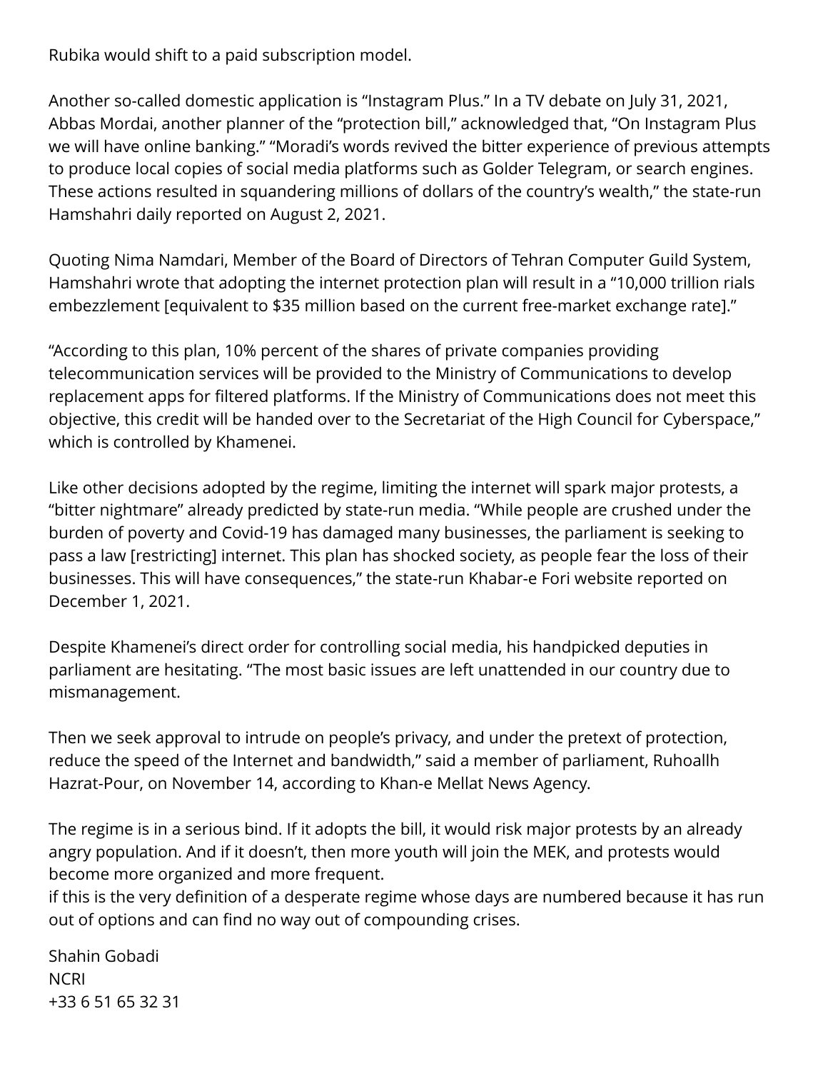Rubika would shift to a paid subscription model.

Another so-called domestic application is "Instagram Plus." In a TV debate on July 31, 2021, Abbas Mordai, another planner of the "protection bill," acknowledged that, "On Instagram Plus we will have online banking." "Moradi's words revived the bitter experience of previous attempts to produce local copies of social media platforms such as Golder Telegram, or search engines. These actions resulted in squandering millions of dollars of the country's wealth," the state-run Hamshahri daily reported on August 2, 2021.

Quoting Nima Namdari, Member of the Board of Directors of Tehran Computer Guild System, Hamshahri wrote that adopting the internet protection plan will result in a "10,000 trillion rials embezzlement [equivalent to $35 million based on the current free-market exchange rate]."

"According to this plan, 10% percent of the shares of private companies providing telecommunication services will be provided to the Ministry of Communications to develop replacement apps for filtered platforms. If the Ministry of Communications does not meet this objective, this credit will be handed over to the Secretariat of the High Council for Cyberspace," which is controlled by Khamenei.

Like other decisions adopted by the regime, limiting the internet will spark major protests, a "bitter nightmare" already predicted by state-run media. "While people are crushed under the burden of poverty and Covid-19 has damaged many businesses, the parliament is seeking to pass a law [restricting] internet. This plan has shocked society, as people fear the loss of their businesses. This will have consequences," the state-run Khabar-e Fori website reported on December 1, 2021.

Despite Khamenei's direct order for controlling social media, his handpicked deputies in parliament are hesitating. "The most basic issues are left unattended in our country due to mismanagement.

Then we seek approval to intrude on people's privacy, and under the pretext of protection, reduce the speed of the Internet and bandwidth," said a member of parliament, Ruhoallh Hazrat-Pour, on November 14, according to Khan-e Mellat News Agency.

The regime is in a serious bind. If it adopts the bill, it would risk major protests by an already angry population. And if it doesn't, then more youth will join the MEK, and protests would become more organized and more frequent.
if this is the very definition of a desperate regime whose days are numbered because it has run out of options and can find no way out of compounding crises.

Shahin Gobadi
NCRI
+33 6 51 65 32 31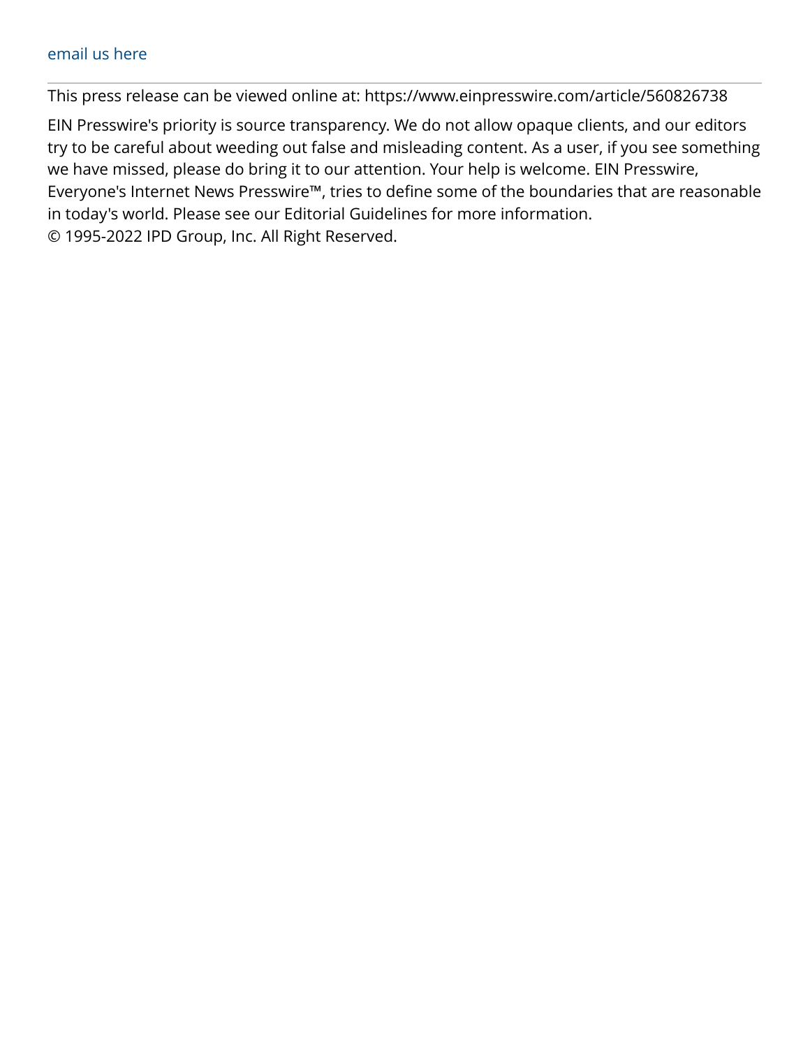email us here

---

This press release can be viewed online at: https://www.einpresswire.com/article/560826738

EIN Presswire's priority is source transparency. We do not allow opaque clients, and our editors try to be careful about weeding out false and misleading content. As a user, if you see something we have missed, please do bring it to our attention. Your help is welcome. EIN Presswire, Everyone's Internet News Presswire™, tries to define some of the boundaries that are reasonable in today's world. Please see our Editorial Guidelines for more information.
© 1995-2022 IPD Group, Inc. All Right Reserved.